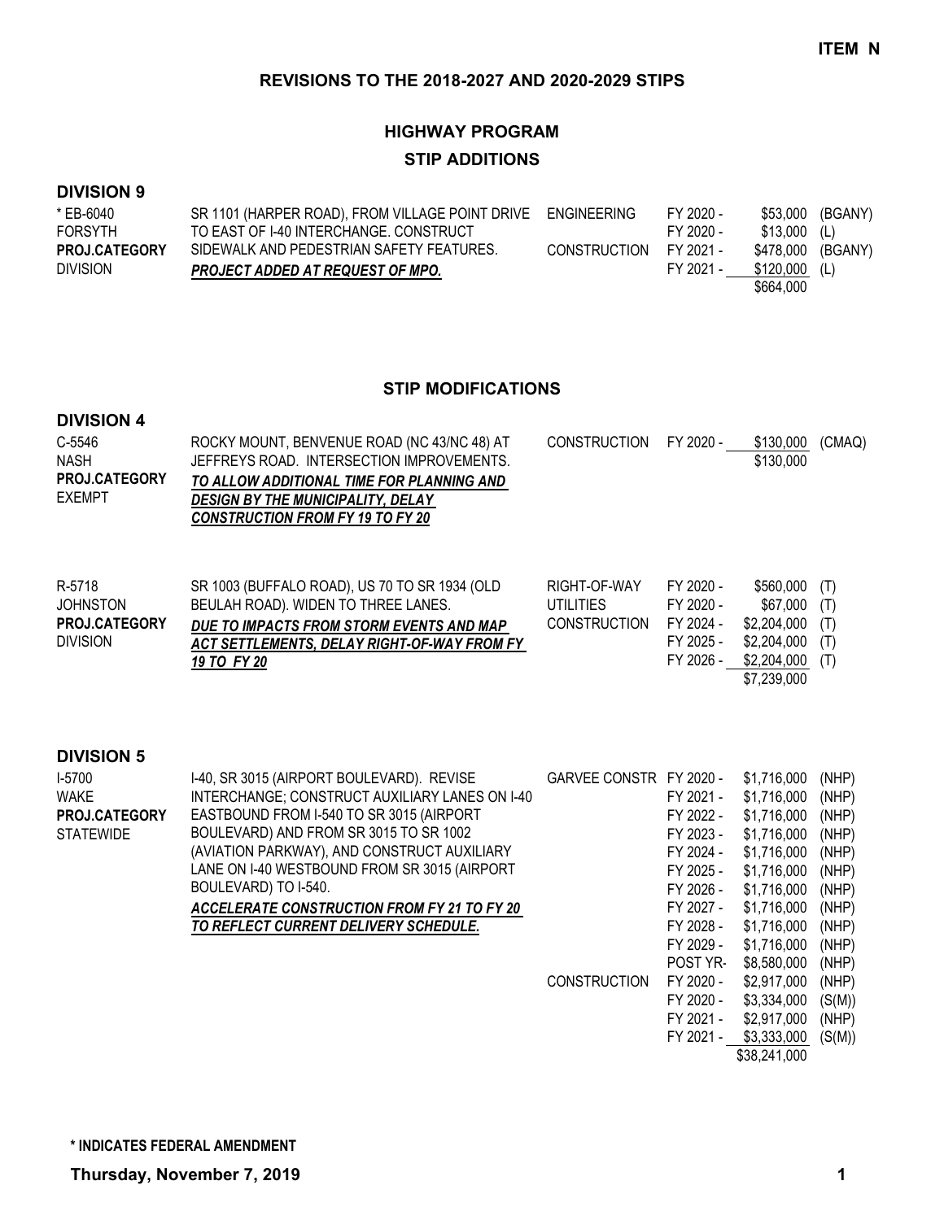ITEM N

# REVISIONS TO THE 2018-2027 AND 2020-2029 STIPS

## HIGHWAY PROGRAM

### STIP ADDITIONS

**DIVISION 9**

| Project | Description | Work Type | Year | Amount | Fund |
|---|---|---|---|---|---|
| * EB-6040 FORSYTH **PROJ.CATEGORY** DIVISION | SR 1101 (HARPER ROAD), FROM VILLAGE POINT DRIVE TO EAST OF I-40 INTERCHANGE. CONSTRUCT SIDEWALK AND PEDESTRIAN SAFETY FEATURES. ***PROJECT ADDED AT REQUEST OF MPO.*** | ENGINEERING | FY 2020 - | $53,000 | (BGANY) |
| | | | FY 2020 - | $13,000 | (L) |
| | | CONSTRUCTION | FY 2021 - | $478,000 | (BGANY) |
| | | | FY 2021 - | $120,000 | (L) |
| | | | | $664,000 | |

### STIP MODIFICATIONS

**DIVISION 4**

| Project | Description | Work Type | Year | Amount | Fund |
|---|---|---|---|---|---|
| C-5546 NASH **PROJ.CATEGORY** EXEMPT | ROCKY MOUNT, BENVENUE ROAD (NC 43/NC 48) AT JEFFREYS ROAD. INTERSECTION IMPROVEMENTS. ***TO ALLOW ADDITIONAL TIME FOR PLANNING AND DESIGN BY THE MUNICIPALITY, DELAY CONSTRUCTION FROM FY 19 TO FY 20*** | CONSTRUCTION | FY 2020 - | $130,000 | (CMAQ) |
| | | | | $130,000 | |

| Project | Description | Work Type | Year | Amount | Fund |
|---|---|---|---|---|---|
| R-5718 JOHNSTON **PROJ.CATEGORY** DIVISION | SR 1003 (BUFFALO ROAD), US 70 TO SR 1934 (OLD BEULAH ROAD). WIDEN TO THREE LANES. ***DUE TO IMPACTS FROM STORM EVENTS AND MAP ACT SETTLEMENTS, DELAY RIGHT-OF-WAY FROM FY 19 TO FY 20*** | RIGHT-OF-WAY | FY 2020 - | $560,000 | (T) |
| | | UTILITIES | FY 2020 - | $67,000 | (T) |
| | | CONSTRUCTION | FY 2024 - | $2,204,000 | (T) |
| | | | FY 2025 - | $2,204,000 | (T) |
| | | | FY 2026 - | $2,204,000 | (T) |
| | | | | $7,239,000 | |

**DIVISION 5**

| Project | Description | Work Type | Year | Amount | Fund |
|---|---|---|---|---|---|
| I-5700 WAKE **PROJ.CATEGORY** STATEWIDE | I-40, SR 3015 (AIRPORT BOULEVARD). REVISE INTERCHANGE; CONSTRUCT AUXILIARY LANES ON I-40 EASTBOUND FROM I-540 TO SR 3015 (AIRPORT BOULEVARD) AND FROM SR 3015 TO SR 1002 (AVIATION PARKWAY), AND CONSTRUCT AUXILIARY LANE ON I-40 WESTBOUND FROM SR 3015 (AIRPORT BOULEVARD) TO I-540. ***ACCELERATE CONSTRUCTION FROM FY 21 TO FY 20 TO REFLECT CURRENT DELIVERY SCHEDULE.*** | GARVEE CONSTR | FY 2020 - | $1,716,000 | (NHP) |
| | | | FY 2021 - | $1,716,000 | (NHP) |
| | | | FY 2022 - | $1,716,000 | (NHP) |
| | | | FY 2023 - | $1,716,000 | (NHP) |
| | | | FY 2024 - | $1,716,000 | (NHP) |
| | | | FY 2025 - | $1,716,000 | (NHP) |
| | | | FY 2026 - | $1,716,000 | (NHP) |
| | | | FY 2027 - | $1,716,000 | (NHP) |
| | | | FY 2028 - | $1,716,000 | (NHP) |
| | | | FY 2029 - | $1,716,000 | (NHP) |
| | | | POST YR- | $8,580,000 | (NHP) |
| | | CONSTRUCTION | FY 2020 - | $2,917,000 | (NHP) |
| | | | FY 2020 - | $3,334,000 | (S(M)) |
| | | | FY 2021 - | $2,917,000 | (NHP) |
| | | | FY 2021 - | $3,333,000 | (S(M)) |
| | | | | $38,241,000 | |

**\* INDICATES FEDERAL AMENDMENT**

**Thursday, November 7, 2019**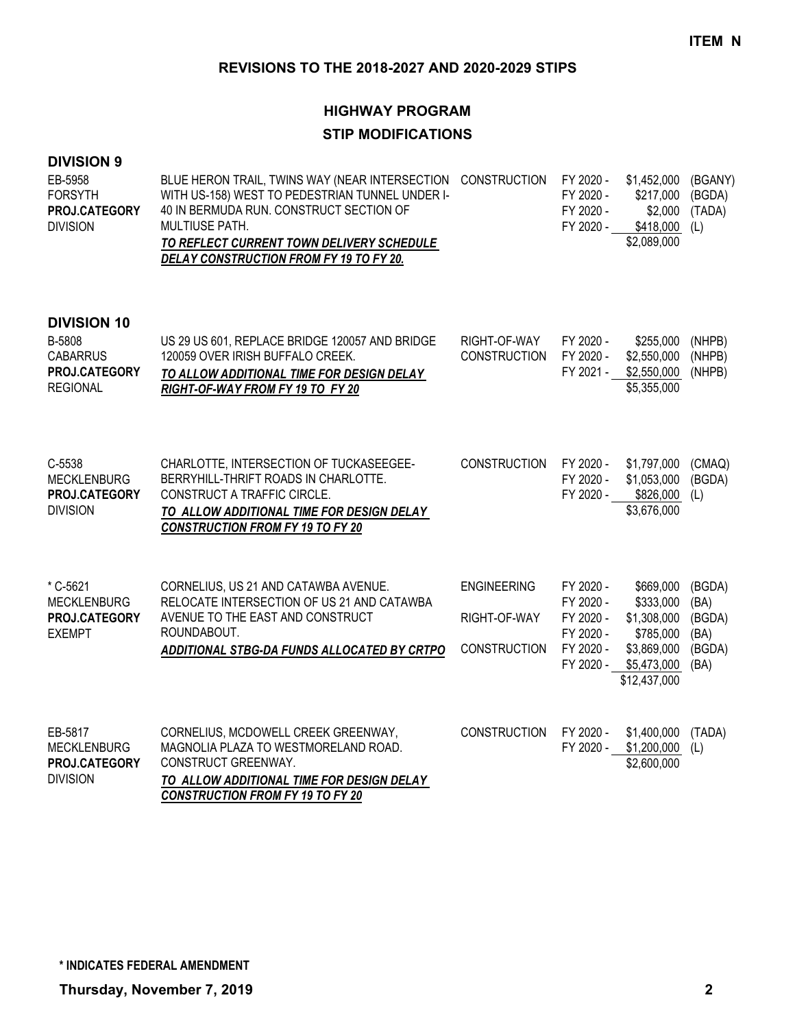**ITEM N**

## REVISIONS TO THE 2018-2027 AND 2020-2029 STIPS

## HIGHWAY PROGRAM

## STIP MODIFICATIONS

### DIVISION 9

| Project | Description | Phase | Fiscal Year | Amount | Fund |
|---|---|---|---|---|---|
| EB-5958<br>FORSYTH<br>**PROJ.CATEGORY**<br>DIVISION | BLUE HERON TRAIL, TWINS WAY (NEAR INTERSECTION WITH US-158) WEST TO PEDESTRIAN TUNNEL UNDER I-40 IN BERMUDA RUN. CONSTRUCT SECTION OF MULTIUSE PATH.<br>***TO REFLECT CURRENT TOWN DELIVERY SCHEDULE DELAY CONSTRUCTION FROM FY 19 TO FY 20.*** | CONSTRUCTION | FY 2020 - | $1,452,000 | (BGANY) |
| | | | FY 2020 - | $217,000 | (BGDA) |
| | | | FY 2020 - | $2,000 | (TADA) |
| | | | FY 2020 - | $418,000 | (L) |
| | | | | $2,089,000 | |

### DIVISION 10

| Project | Description | Phase | Fiscal Year | Amount | Fund |
|---|---|---|---|---|---|
| B-5808<br>CABARRUS<br>**PROJ.CATEGORY**<br>REGIONAL | US 29 US 601, REPLACE BRIDGE 120057 AND BRIDGE 120059 OVER IRISH BUFFALO CREEK.<br>***TO ALLOW ADDITIONAL TIME FOR DESIGN DELAY RIGHT-OF-WAY FROM FY 19 TO FY 20*** | RIGHT-OF-WAY | FY 2020 - | $255,000 | (NHPB) |
| | | CONSTRUCTION | FY 2020 - | $2,550,000 | (NHPB) |
| | | | FY 2021 - | $2,550,000 | (NHPB) |
| | | | | $5,355,000 | |
| C-5538<br>MECKLENBURG<br>**PROJ.CATEGORY**<br>DIVISION | CHARLOTTE, INTERSECTION OF TUCKASEEGEE-BERRYHILL-THRIFT ROADS IN CHARLOTTE. CONSTRUCT A TRAFFIC CIRCLE.<br>***TO ALLOW ADDITIONAL TIME FOR DESIGN DELAY CONSTRUCTION FROM FY 19 TO FY 20*** | CONSTRUCTION | FY 2020 - | $1,797,000 | (CMAQ) |
| | | | FY 2020 - | $1,053,000 | (BGDA) |
| | | | FY 2020 - | $826,000 | (L) |
| | | | | $3,676,000 | |
| * C-5621<br>MECKLENBURG<br>**PROJ.CATEGORY**<br>EXEMPT | CORNELIUS, US 21 AND CATAWBA AVENUE. RELOCATE INTERSECTION OF US 21 AND CATAWBA AVENUE TO THE EAST AND CONSTRUCT ROUNDABOUT.<br>***ADDITIONAL STBG-DA FUNDS ALLOCATED BY CRTPO*** | ENGINEERING | FY 2020 - | $669,000 | (BGDA) |
| | | | FY 2020 - | $333,000 | (BA) |
| | | RIGHT-OF-WAY | FY 2020 - | $1,308,000 | (BGDA) |
| | | | FY 2020 - | $785,000 | (BA) |
| | | CONSTRUCTION | FY 2020 - | $3,869,000 | (BGDA) |
| | | | FY 2020 - | $5,473,000 | (BA) |
| | | | | $12,437,000 | |
| EB-5817<br>MECKLENBURG<br>**PROJ.CATEGORY**<br>DIVISION | CORNELIUS, MCDOWELL CREEK GREENWAY, MAGNOLIA PLAZA TO WESTMORELAND ROAD. CONSTRUCT GREENWAY.<br>***TO ALLOW ADDITIONAL TIME FOR DESIGN DELAY CONSTRUCTION FROM FY 19 TO FY 20*** | CONSTRUCTION | FY 2020 - | $1,400,000 | (TADA) |
| | | | FY 2020 - | $1,200,000 | (L) |
| | | | | $2,600,000 | |

**\* INDICATES FEDERAL AMENDMENT**

**Thursday, November 7, 2019**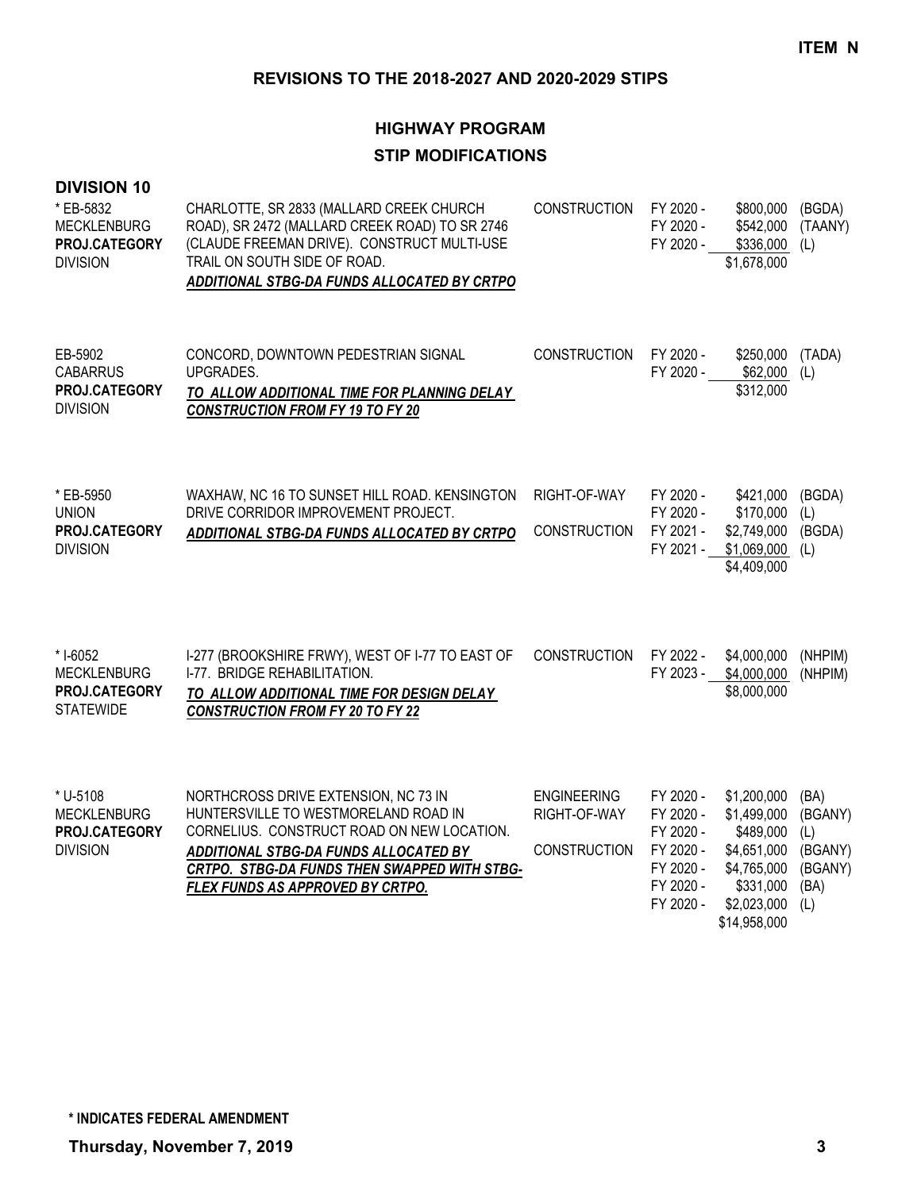**ITEM N**

## REVISIONS TO THE 2018-2027 AND 2020-2029 STIPS

### HIGHWAY PROGRAM
### STIP MODIFICATIONS

**DIVISION 10**

| Project | Description | Phase | Year | Amount | Source |
|---|---|---|---|---|---|
| * EB-5832<br>MECKLENBURG<br>**PROJ.CATEGORY**<br>DIVISION | CHARLOTTE, SR 2833 (MALLARD CREEK CHURCH ROAD), SR 2472 (MALLARD CREEK ROAD) TO SR 2746 (CLAUDE FREEMAN DRIVE). CONSTRUCT MULTI-USE TRAIL ON SOUTH SIDE OF ROAD.<br>***ADDITIONAL STBG-DA FUNDS ALLOCATED BY CRTPO*** | CONSTRUCTION | FY 2020 - | $800,000 | (BGDA) |
| | | | FY 2020 - | $542,000 | (TAANY) |
| | | | FY 2020 - | $336,000 | (L) |
| | | | | $1,678,000 | |
| EB-5902<br>CABARRUS<br>**PROJ.CATEGORY**<br>DIVISION | CONCORD, DOWNTOWN PEDESTRIAN SIGNAL UPGRADES.<br>***TO ALLOW ADDITIONAL TIME FOR PLANNING DELAY CONSTRUCTION FROM FY 19 TO FY 20*** | CONSTRUCTION | FY 2020 - | $250,000 | (TADA) |
| | | | FY 2020 - | $62,000 | (L) |
| | | | | $312,000 | |
| * EB-5950<br>UNION<br>**PROJ.CATEGORY**<br>DIVISION | WAXHAW, NC 16 TO SUNSET HILL ROAD. KENSINGTON DRIVE CORRIDOR IMPROVEMENT PROJECT.<br>***ADDITIONAL STBG-DA FUNDS ALLOCATED BY CRTPO*** | RIGHT-OF-WAY | FY 2020 - | $421,000 | (BGDA) |
| | | | FY 2020 - | $170,000 | (L) |
| | | CONSTRUCTION | FY 2021 - | $2,749,000 | (BGDA) |
| | | | FY 2021 - | $1,069,000 | (L) |
| | | | | $4,409,000 | |
| * I-6052<br>MECKLENBURG<br>**PROJ.CATEGORY**<br>STATEWIDE | I-277 (BROOKSHIRE FRWY), WEST OF I-77 TO EAST OF I-77. BRIDGE REHABILITATION.<br>***TO ALLOW ADDITIONAL TIME FOR DESIGN DELAY CONSTRUCTION FROM FY 20 TO FY 22*** | CONSTRUCTION | FY 2022 - | $4,000,000 | (NHPIM) |
| | | | FY 2023 - | $4,000,000 | (NHPIM) |
| | | | | $8,000,000 | |
| * U-5108<br>MECKLENBURG<br>**PROJ.CATEGORY**<br>DIVISION | NORTHCROSS DRIVE EXTENSION, NC 73 IN HUNTERSVILLE TO WESTMORELAND ROAD IN CORNELIUS. CONSTRUCT ROAD ON NEW LOCATION.<br>***ADDITIONAL STBG-DA FUNDS ALLOCATED BY CRTPO. STBG-DA FUNDS THEN SWAPPED WITH STBG-FLEX FUNDS AS APPROVED BY CRTPO.*** | ENGINEERING | FY 2020 - | $1,200,000 | (BA) |
| | | RIGHT-OF-WAY | FY 2020 - | $1,499,000 | (BGANY) |
| | | | FY 2020 - | $489,000 | (L) |
| | | CONSTRUCTION | FY 2020 - | $4,651,000 | (BGANY) |
| | | | FY 2020 - | $4,765,000 | (BGANY) |
| | | | FY 2020 - | $331,000 | (BA) |
| | | | FY 2020 - | $2,023,000 | (L) |
| | | | | $14,958,000 | |

**\* INDICATES FEDERAL AMENDMENT**

**Thursday, November 7, 2019**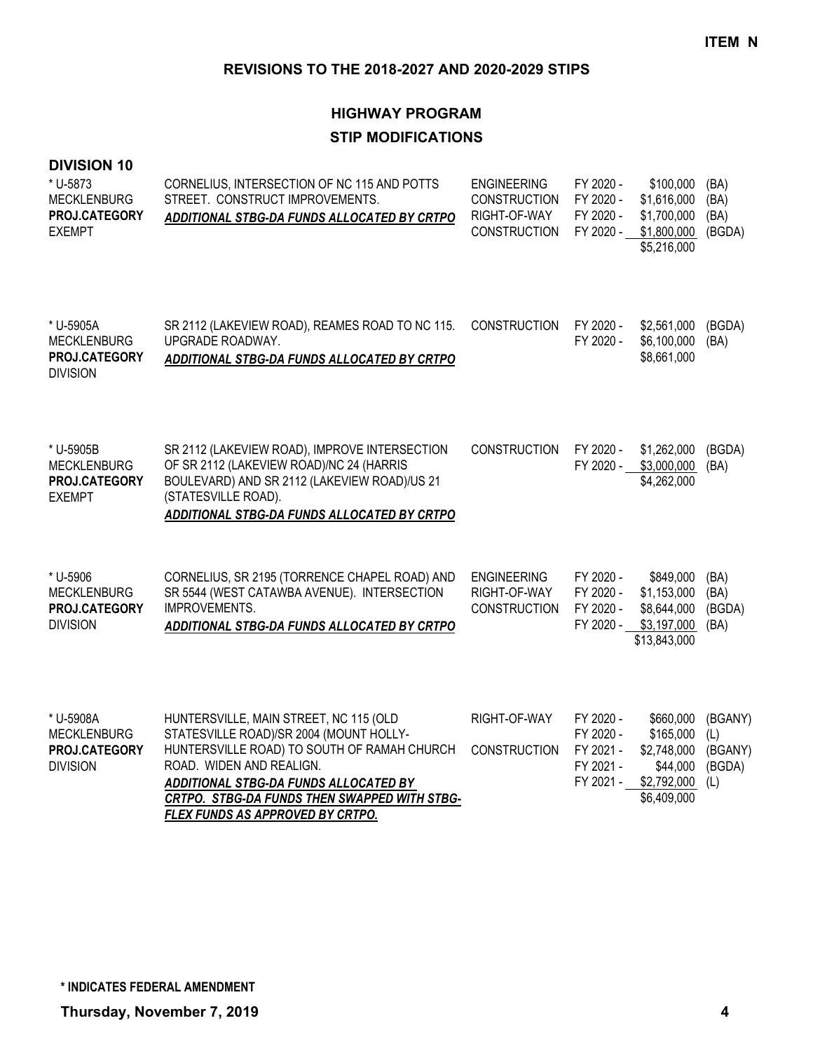**ITEM N**

## REVISIONS TO THE 2018-2027 AND 2020-2029 STIPS

### HIGHWAY PROGRAM
### STIP MODIFICATIONS

**DIVISION 10**

| Project | Description | Phase | Year | Amount | Source |
|---|---|---|---|---|---|
| * U-5873<br>MECKLENBURG<br>**PROJ.CATEGORY**<br>EXEMPT | CORNELIUS, INTERSECTION OF NC 115 AND POTTS STREET. CONSTRUCT IMPROVEMENTS.<br>***ADDITIONAL STBG-DA FUNDS ALLOCATED BY CRTPO*** | ENGINEERING | FY 2020 - | $100,000 | (BA) |
| | | CONSTRUCTION | FY 2020 - | $1,616,000 | (BA) |
| | | RIGHT-OF-WAY | FY 2020 - | $1,700,000 | (BA) |
| | | CONSTRUCTION | FY 2020 - | $1,800,000 | (BGDA) |
| | | | | $5,216,000 | |
| * U-5905A<br>MECKLENBURG<br>**PROJ.CATEGORY**<br>DIVISION | SR 2112 (LAKEVIEW ROAD), REAMES ROAD TO NC 115. UPGRADE ROADWAY.<br>***ADDITIONAL STBG-DA FUNDS ALLOCATED BY CRTPO*** | CONSTRUCTION | FY 2020 - | $2,561,000 | (BGDA) |
| | | | FY 2020 - | $6,100,000 | (BA) |
| | | | | $8,661,000 | |
| * U-5905B<br>MECKLENBURG<br>**PROJ.CATEGORY**<br>EXEMPT | SR 2112 (LAKEVIEW ROAD), IMPROVE INTERSECTION OF SR 2112 (LAKEVIEW ROAD)/NC 24 (HARRIS BOULEVARD) AND SR 2112 (LAKEVIEW ROAD)/US 21 (STATESVILLE ROAD).<br>***ADDITIONAL STBG-DA FUNDS ALLOCATED BY CRTPO*** | CONSTRUCTION | FY 2020 - | $1,262,000 | (BGDA) |
| | | | FY 2020 - | $3,000,000 | (BA) |
| | | | | $4,262,000 | |
| * U-5906<br>MECKLENBURG<br>**PROJ.CATEGORY**<br>DIVISION | CORNELIUS, SR 2195 (TORRENCE CHAPEL ROAD) AND SR 5544 (WEST CATAWBA AVENUE). INTERSECTION IMPROVEMENTS.<br>***ADDITIONAL STBG-DA FUNDS ALLOCATED BY CRTPO*** | ENGINEERING | FY 2020 - | $849,000 | (BA) |
| | | RIGHT-OF-WAY | FY 2020 - | $1,153,000 | (BA) |
| | | CONSTRUCTION | FY 2020 - | $8,644,000 | (BGDA) |
| | | | FY 2020 - | $3,197,000 | (BA) |
| | | | | $13,843,000 | |
| * U-5908A<br>MECKLENBURG<br>**PROJ.CATEGORY**<br>DIVISION | HUNTERSVILLE, MAIN STREET, NC 115 (OLD STATESVILLE ROAD)/SR 2004 (MOUNT HOLLY-HUNTERSVILLE ROAD) TO SOUTH OF RAMAH CHURCH ROAD. WIDEN AND REALIGN.<br>***ADDITIONAL STBG-DA FUNDS ALLOCATED BY CRTPO. STBG-DA FUNDS THEN SWAPPED WITH STBG-FLEX FUNDS AS APPROVED BY CRTPO.*** | RIGHT-OF-WAY | FY 2020 - | $660,000 | (BGANY) |
| | | | FY 2020 - | $165,000 | (L) |
| | | CONSTRUCTION | FY 2021 - | $2,748,000 | (BGANY) |
| | | | FY 2021 - | $44,000 | (BGDA) |
| | | | FY 2021 - | $2,792,000 | (L) |
| | | | | $6,409,000 | |

**\* INDICATES FEDERAL AMENDMENT**

**Thursday, November 7, 2019**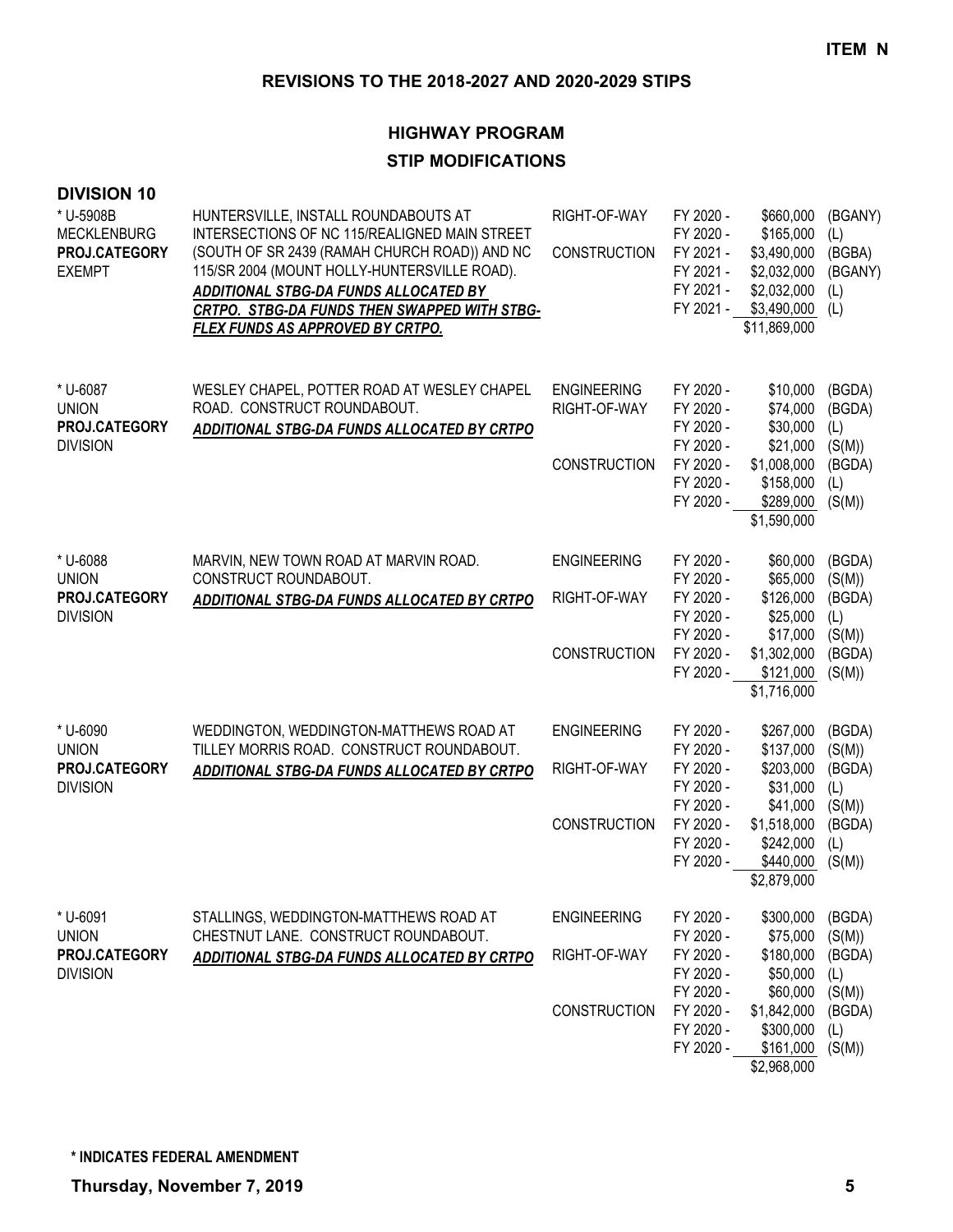**ITEM N**

## REVISIONS TO THE 2018-2027 AND 2020-2029 STIPS

### HIGHWAY PROGRAM
### STIP MODIFICATIONS

**DIVISION 10**

| Project | Description | Phase | Fiscal Year | Amount | Fund |
|---|---|---|---|---|---|
| * U-5908B<br>MECKLENBURG<br>**PROJ.CATEGORY**<br>EXEMPT | HUNTERSVILLE, INSTALL ROUNDABOUTS AT INTERSECTIONS OF NC 115/REALIGNED MAIN STREET (SOUTH OF SR 2439 (RAMAH CHURCH ROAD)) AND NC 115/SR 2004 (MOUNT HOLLY-HUNTERSVILLE ROAD).<br>***ADDITIONAL STBG-DA FUNDS ALLOCATED BY CRTPO. STBG-DA FUNDS THEN SWAPPED WITH STBG-FLEX FUNDS AS APPROVED BY CRTPO.*** | RIGHT-OF-WAY | FY 2020 - | $660,000 | (BGANY) |
| | | | FY 2020 - | $165,000 | (L) |
| | | CONSTRUCTION | FY 2021 - | $3,490,000 | (BGBA) |
| | | | FY 2021 - | $2,032,000 | (BGANY) |
| | | | FY 2021 - | $2,032,000 | (L) |
| | | | FY 2021 - | $3,490,000 | (L) |
| | | | | $11,869,000 | |
| * U-6087<br>UNION<br>**PROJ.CATEGORY**<br>DIVISION | WESLEY CHAPEL, POTTER ROAD AT WESLEY CHAPEL ROAD. CONSTRUCT ROUNDABOUT.<br>***ADDITIONAL STBG-DA FUNDS ALLOCATED BY CRTPO*** | ENGINEERING | FY 2020 - | $10,000 | (BGDA) |
| | | RIGHT-OF-WAY | FY 2020 - | $74,000 | (BGDA) |
| | | | FY 2020 - | $30,000 | (L) |
| | | | FY 2020 - | $21,000 | (S(M)) |
| | | CONSTRUCTION | FY 2020 - | $1,008,000 | (BGDA) |
| | | | FY 2020 - | $158,000 | (L) |
| | | | FY 2020 - | $289,000 | (S(M)) |
| | | | | $1,590,000 | |
| * U-6088<br>UNION<br>**PROJ.CATEGORY**<br>DIVISION | MARVIN, NEW TOWN ROAD AT MARVIN ROAD. CONSTRUCT ROUNDABOUT.<br>***ADDITIONAL STBG-DA FUNDS ALLOCATED BY CRTPO*** | ENGINEERING | FY 2020 - | $60,000 | (BGDA) |
| | | | FY 2020 - | $65,000 | (S(M)) |
| | | RIGHT-OF-WAY | FY 2020 - | $126,000 | (BGDA) |
| | | | FY 2020 - | $25,000 | (L) |
| | | | FY 2020 - | $17,000 | (S(M)) |
| | | CONSTRUCTION | FY 2020 - | $1,302,000 | (BGDA) |
| | | | FY 2020 - | $121,000 | (S(M)) |
| | | | | $1,716,000 | |
| * U-6090<br>UNION<br>**PROJ.CATEGORY**<br>DIVISION | WEDDINGTON, WEDDINGTON-MATTHEWS ROAD AT TILLEY MORRIS ROAD. CONSTRUCT ROUNDABOUT.<br>***ADDITIONAL STBG-DA FUNDS ALLOCATED BY CRTPO*** | ENGINEERING | FY 2020 - | $267,000 | (BGDA) |
| | | | FY 2020 - | $137,000 | (S(M)) |
| | | RIGHT-OF-WAY | FY 2020 - | $203,000 | (BGDA) |
| | | | FY 2020 - | $31,000 | (L) |
| | | | FY 2020 - | $41,000 | (S(M)) |
| | | CONSTRUCTION | FY 2020 - | $1,518,000 | (BGDA) |
| | | | FY 2020 - | $242,000 | (L) |
| | | | FY 2020 - | $440,000 | (S(M)) |
| | | | | $2,879,000 | |
| * U-6091<br>UNION<br>**PROJ.CATEGORY**<br>DIVISION | STALLINGS, WEDDINGTON-MATTHEWS ROAD AT CHESTNUT LANE. CONSTRUCT ROUNDABOUT.<br>***ADDITIONAL STBG-DA FUNDS ALLOCATED BY CRTPO*** | ENGINEERING | FY 2020 - | $300,000 | (BGDA) |
| | | | FY 2020 - | $75,000 | (S(M)) |
| | | RIGHT-OF-WAY | FY 2020 - | $180,000 | (BGDA) |
| | | | FY 2020 - | $50,000 | (L) |
| | | | FY 2020 - | $60,000 | (S(M)) |
| | | CONSTRUCTION | FY 2020 - | $1,842,000 | (BGDA) |
| | | | FY 2020 - | $300,000 | (L) |
| | | | FY 2020 - | $161,000 | (S(M)) |
| | | | | $2,968,000 | |

**\* INDICATES FEDERAL AMENDMENT**

**Thursday, November 7, 2019**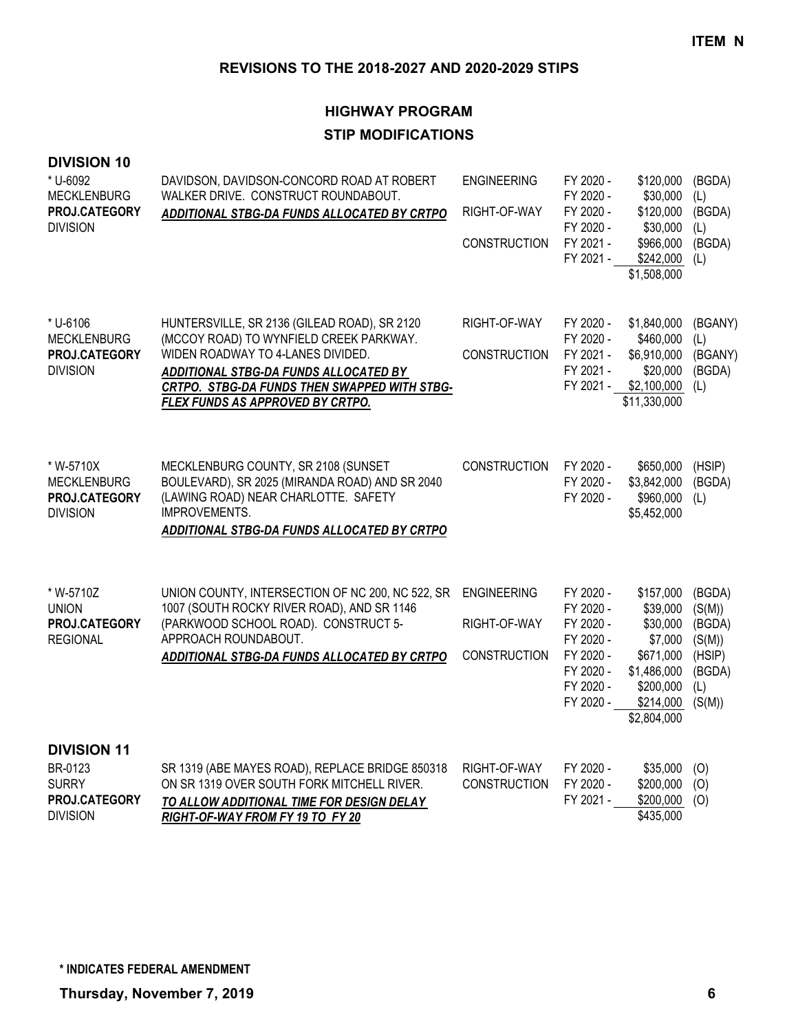**ITEM N**

## REVISIONS TO THE 2018-2027 AND 2020-2029 STIPS

### HIGHWAY PROGRAM

### STIP MODIFICATIONS

### DIVISION 10

| Project | Description | Phase | Year | Amount | Fund |
|---|---|---|---|---|---|
| * U-6092<br>MECKLENBURG<br>**PROJ.CATEGORY**<br>DIVISION | DAVIDSON, DAVIDSON-CONCORD ROAD AT ROBERT WALKER DRIVE. CONSTRUCT ROUNDABOUT.<br>***ADDITIONAL STBG-DA FUNDS ALLOCATED BY CRTPO*** | ENGINEERING | FY 2020 - | $120,000 | (BGDA) |
| | | | FY 2020 - | $30,000 | (L) |
| | | RIGHT-OF-WAY | FY 2020 - | $120,000 | (BGDA) |
| | | | FY 2020 - | $30,000 | (L) |
| | | CONSTRUCTION | FY 2021 - | $966,000 | (BGDA) |
| | | | FY 2021 - | $242,000 | (L) |
| | | | | $1,508,000 | |
| * U-6106<br>MECKLENBURG<br>**PROJ.CATEGORY**<br>DIVISION | HUNTERSVILLE, SR 2136 (GILEAD ROAD), SR 2120 (MCCOY ROAD) TO WYNFIELD CREEK PARKWAY. WIDEN ROADWAY TO 4-LANES DIVIDED.<br>***ADDITIONAL STBG-DA FUNDS ALLOCATED BY CRTPO. STBG-DA FUNDS THEN SWAPPED WITH STBG-FLEX FUNDS AS APPROVED BY CRTPO.*** | RIGHT-OF-WAY | FY 2020 - | $1,840,000 | (BGANY) |
| | | | FY 2020 - | $460,000 | (L) |
| | | CONSTRUCTION | FY 2021 - | $6,910,000 | (BGANY) |
| | | | FY 2021 - | $20,000 | (BGDA) |
| | | | FY 2021 - | $2,100,000 | (L) |
| | | | | $11,330,000 | |
| * W-5710X<br>MECKLENBURG<br>**PROJ.CATEGORY**<br>DIVISION | MECKLENBURG COUNTY, SR 2108 (SUNSET BOULEVARD), SR 2025 (MIRANDA ROAD) AND SR 2040 (LAWING ROAD) NEAR CHARLOTTE. SAFETY IMPROVEMENTS.<br>***ADDITIONAL STBG-DA FUNDS ALLOCATED BY CRTPO*** | CONSTRUCTION | FY 2020 - | $650,000 | (HSIP) |
| | | | FY 2020 - | $3,842,000 | (BGDA) |
| | | | FY 2020 - | $960,000 | (L) |
| | | | | $5,452,000 | |
| * W-5710Z<br>UNION<br>**PROJ.CATEGORY**<br>REGIONAL | UNION COUNTY, INTERSECTION OF NC 200, NC 522, SR 1007 (SOUTH ROCKY RIVER ROAD), AND SR 1146 (PARKWOOD SCHOOL ROAD). CONSTRUCT 5-APPROACH ROUNDABOUT.<br>***ADDITIONAL STBG-DA FUNDS ALLOCATED BY CRTPO*** | ENGINEERING | FY 2020 - | $157,000 | (BGDA) |
| | | | FY 2020 - | $39,000 | (S(M)) |
| | | RIGHT-OF-WAY | FY 2020 - | $30,000 | (BGDA) |
| | | | FY 2020 - | $7,000 | (S(M)) |
| | | CONSTRUCTION | FY 2020 - | $671,000 | (HSIP) |
| | | | FY 2020 - | $1,486,000 | (BGDA) |
| | | | FY 2020 - | $200,000 | (L) |
| | | | FY 2020 - | $214,000 | (S(M)) |
| | | | | $2,804,000 | |

### DIVISION 11

| Project | Description | Phase | Year | Amount | Fund |
|---|---|---|---|---|---|
| BR-0123<br>SURRY<br>**PROJ.CATEGORY**<br>DIVISION | SR 1319 (ABE MAYES ROAD), REPLACE BRIDGE 850318 ON SR 1319 OVER SOUTH FORK MITCHELL RIVER.<br>***TO ALLOW ADDITIONAL TIME FOR DESIGN DELAY RIGHT-OF-WAY FROM FY 19 TO FY 20*** | RIGHT-OF-WAY | FY 2020 - | $35,000 | (O) |
| | | CONSTRUCTION | FY 2020 - | $200,000 | (O) |
| | | | FY 2021 - | $200,000 | (O) |
| | | | | $435,000 | |

**\* INDICATES FEDERAL AMENDMENT**

**Thursday, November 7, 2019**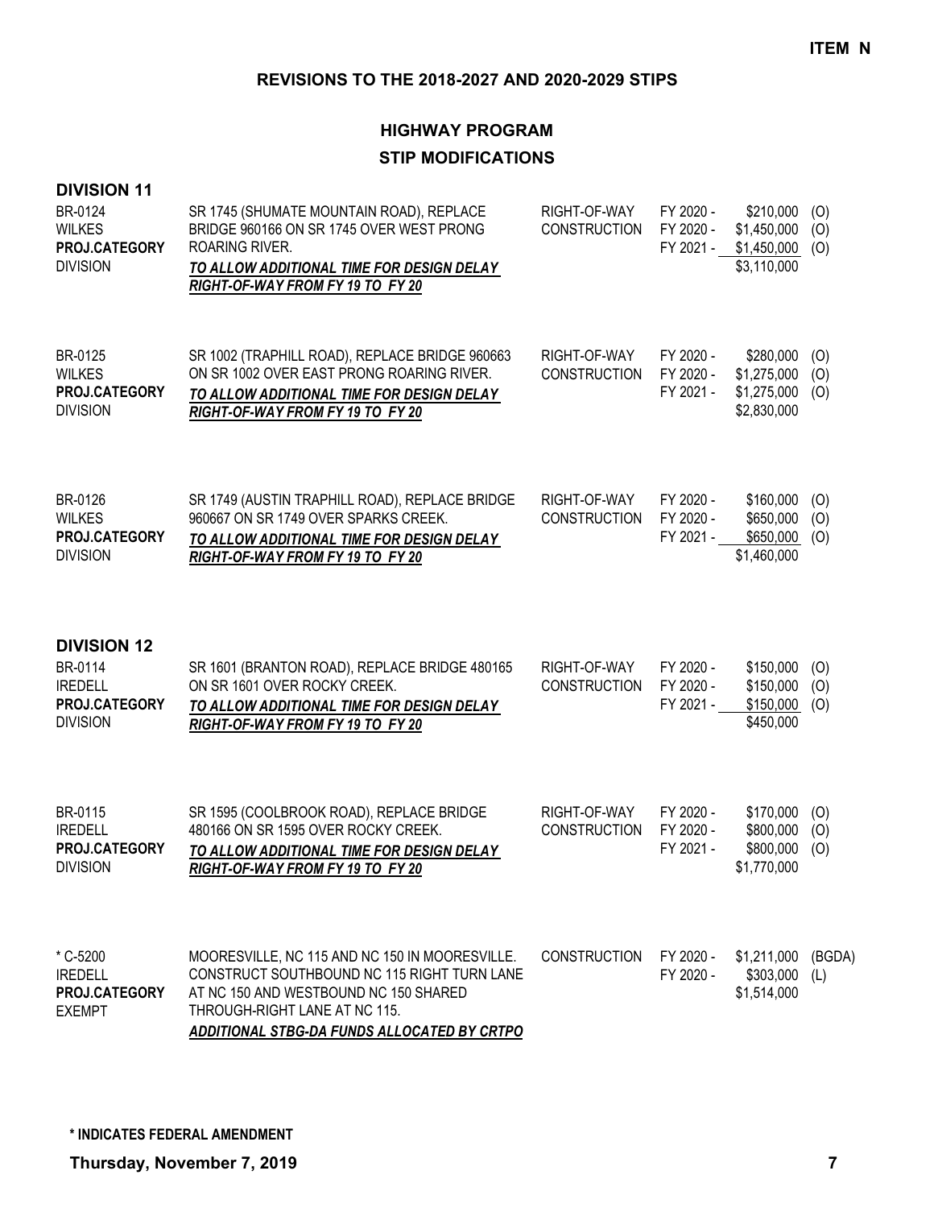**ITEM N**

## REVISIONS TO THE 2018-2027 AND 2020-2029 STIPS

### HIGHWAY PROGRAM

### STIP MODIFICATIONS

**DIVISION 11**

| Project | Description | Phase | Year | Amount | Source |
|---|---|---|---|---|---|
| BR-0124<br>WILKES<br>**PROJ.CATEGORY**<br>DIVISION | SR 1745 (SHUMATE MOUNTAIN ROAD), REPLACE BRIDGE 960166 ON SR 1745 OVER WEST PRONG ROARING RIVER.<br>***TO ALLOW ADDITIONAL TIME FOR DESIGN DELAY RIGHT-OF-WAY FROM FY 19 TO FY 20*** | RIGHT-OF-WAY<br>CONSTRUCTION | FY 2020 -<br>FY 2020 -<br>FY 2021 - | \$210,000<br>\$1,450,000<br>\$1,450,000<br>\$3,110,000 | (O)<br>(O)<br>(O) |
| BR-0125<br>WILKES<br>**PROJ.CATEGORY**<br>DIVISION | SR 1002 (TRAPHILL ROAD), REPLACE BRIDGE 960663 ON SR 1002 OVER EAST PRONG ROARING RIVER.<br>***TO ALLOW ADDITIONAL TIME FOR DESIGN DELAY RIGHT-OF-WAY FROM FY 19 TO FY 20*** | RIGHT-OF-WAY<br>CONSTRUCTION | FY 2020 -<br>FY 2020 -<br>FY 2021 - | \$280,000<br>\$1,275,000<br>\$1,275,000<br>\$2,830,000 | (O)<br>(O)<br>(O) |
| BR-0126<br>WILKES<br>**PROJ.CATEGORY**<br>DIVISION | SR 1749 (AUSTIN TRAPHILL ROAD), REPLACE BRIDGE 960667 ON SR 1749 OVER SPARKS CREEK.<br>***TO ALLOW ADDITIONAL TIME FOR DESIGN DELAY RIGHT-OF-WAY FROM FY 19 TO FY 20*** | RIGHT-OF-WAY<br>CONSTRUCTION | FY 2020 -<br>FY 2020 -<br>FY 2021 - | \$160,000<br>\$650,000<br>\$650,000<br>\$1,460,000 | (O)<br>(O)<br>(O) |

**DIVISION 12**

| Project | Description | Phase | Year | Amount | Source |
|---|---|---|---|---|---|
| BR-0114<br>IREDELL<br>**PROJ.CATEGORY**<br>DIVISION | SR 1601 (BRANTON ROAD), REPLACE BRIDGE 480165 ON SR 1601 OVER ROCKY CREEK.<br>***TO ALLOW ADDITIONAL TIME FOR DESIGN DELAY RIGHT-OF-WAY FROM FY 19 TO FY 20*** | RIGHT-OF-WAY<br>CONSTRUCTION | FY 2020 -<br>FY 2020 -<br>FY 2021 - | \$150,000<br>\$150,000<br>\$150,000<br>\$450,000 | (O)<br>(O)<br>(O) |
| BR-0115<br>IREDELL<br>**PROJ.CATEGORY**<br>DIVISION | SR 1595 (COOLBROOK ROAD), REPLACE BRIDGE 480166 ON SR 1595 OVER ROCKY CREEK.<br>***TO ALLOW ADDITIONAL TIME FOR DESIGN DELAY RIGHT-OF-WAY FROM FY 19 TO FY 20*** | RIGHT-OF-WAY<br>CONSTRUCTION | FY 2020 -<br>FY 2020 -<br>FY 2021 - | \$170,000<br>\$800,000<br>\$800,000<br>\$1,770,000 | (O)<br>(O)<br>(O) |
| * C-5200<br>IREDELL<br>**PROJ.CATEGORY**<br>EXEMPT | MOORESVILLE, NC 115 AND NC 150 IN MOORESVILLE. CONSTRUCT SOUTHBOUND NC 115 RIGHT TURN LANE AT NC 150 AND WESTBOUND NC 150 SHARED THROUGH-RIGHT LANE AT NC 115.<br>***ADDITIONAL STBG-DA FUNDS ALLOCATED BY CRTPO*** | CONSTRUCTION | FY 2020 -<br>FY 2020 - | \$1,211,000<br>\$303,000<br>\$1,514,000 | (BGDA)<br>(L) |

**\* INDICATES FEDERAL AMENDMENT**

**Thursday, November 7, 2019**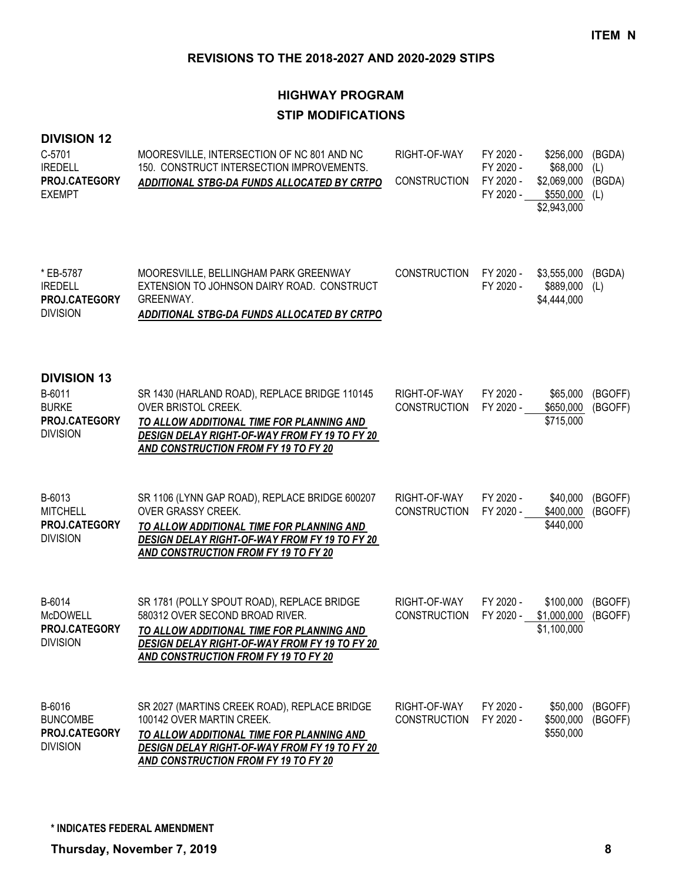**ITEM N**

## REVISIONS TO THE 2018-2027 AND 2020-2029 STIPS

### HIGHWAY PROGRAM

### STIP MODIFICATIONS

**DIVISION 12**

| | | | | | |
|---|---|---|---|---|---|
| C-5701<br>IREDELL<br>**PROJ.CATEGORY**<br>EXEMPT | MOORESVILLE, INTERSECTION OF NC 801 AND NC 150. CONSTRUCT INTERSECTION IMPROVEMENTS.<br>***ADDITIONAL STBG-DA FUNDS ALLOCATED BY CRTPO*** | RIGHT-OF-WAY<br><br>CONSTRUCTION | FY 2020 -<br>FY 2020 -<br>FY 2020 -<br>FY 2020 - | \$256,000<br>\$68,000<br>\$2,069,000<br>\$550,000<br>\$2,943,000 | (BGDA)<br>(L)<br>(BGDA)<br>(L) |
| * EB-5787<br>IREDELL<br>**PROJ.CATEGORY**<br>DIVISION | MOORESVILLE, BELLINGHAM PARK GREENWAY EXTENSION TO JOHNSON DAIRY ROAD. CONSTRUCT GREENWAY.<br>***ADDITIONAL STBG-DA FUNDS ALLOCATED BY CRTPO*** | CONSTRUCTION | FY 2020 -<br>FY 2020 - | \$3,555,000<br>\$889,000<br>\$4,444,000 | (BGDA)<br>(L) |

**DIVISION 13**

| | | | | | |
|---|---|---|---|---|---|
| B-6011<br>BURKE<br>**PROJ.CATEGORY**<br>DIVISION | SR 1430 (HARLAND ROAD), REPLACE BRIDGE 110145 OVER BRISTOL CREEK.<br>***TO ALLOW ADDITIONAL TIME FOR PLANNING AND DESIGN DELAY RIGHT-OF-WAY FROM FY 19 TO FY 20 AND CONSTRUCTION FROM FY 19 TO FY 20*** | RIGHT-OF-WAY<br>CONSTRUCTION | FY 2020 -<br>FY 2020 - | \$65,000<br>\$650,000<br>\$715,000 | (BGOFF)<br>(BGOFF) |
| B-6013<br>MITCHELL<br>**PROJ.CATEGORY**<br>DIVISION | SR 1106 (LYNN GAP ROAD), REPLACE BRIDGE 600207 OVER GRASSY CREEK.<br>***TO ALLOW ADDITIONAL TIME FOR PLANNING AND DESIGN DELAY RIGHT-OF-WAY FROM FY 19 TO FY 20 AND CONSTRUCTION FROM FY 19 TO FY 20*** | RIGHT-OF-WAY<br>CONSTRUCTION | FY 2020 -<br>FY 2020 - | \$40,000<br>\$400,000<br>\$440,000 | (BGOFF)<br>(BGOFF) |
| B-6014<br>McDOWELL<br>**PROJ.CATEGORY**<br>DIVISION | SR 1781 (POLLY SPOUT ROAD), REPLACE BRIDGE 580312 OVER SECOND BROAD RIVER.<br>***TO ALLOW ADDITIONAL TIME FOR PLANNING AND DESIGN DELAY RIGHT-OF-WAY FROM FY 19 TO FY 20 AND CONSTRUCTION FROM FY 19 TO FY 20*** | RIGHT-OF-WAY<br>CONSTRUCTION | FY 2020 -<br>FY 2020 - | \$100,000<br>\$1,000,000<br>\$1,100,000 | (BGOFF)<br>(BGOFF) |
| B-6016<br>BUNCOMBE<br>**PROJ.CATEGORY**<br>DIVISION | SR 2027 (MARTINS CREEK ROAD), REPLACE BRIDGE 100142 OVER MARTIN CREEK.<br>***TO ALLOW ADDITIONAL TIME FOR PLANNING AND DESIGN DELAY RIGHT-OF-WAY FROM FY 19 TO FY 20 AND CONSTRUCTION FROM FY 19 TO FY 20*** | RIGHT-OF-WAY<br>CONSTRUCTION | FY 2020 -<br>FY 2020 - | \$50,000<br>\$500,000<br>\$550,000 | (BGOFF)<br>(BGOFF) |

**\* INDICATES FEDERAL AMENDMENT**

**Thursday, November 7, 2019**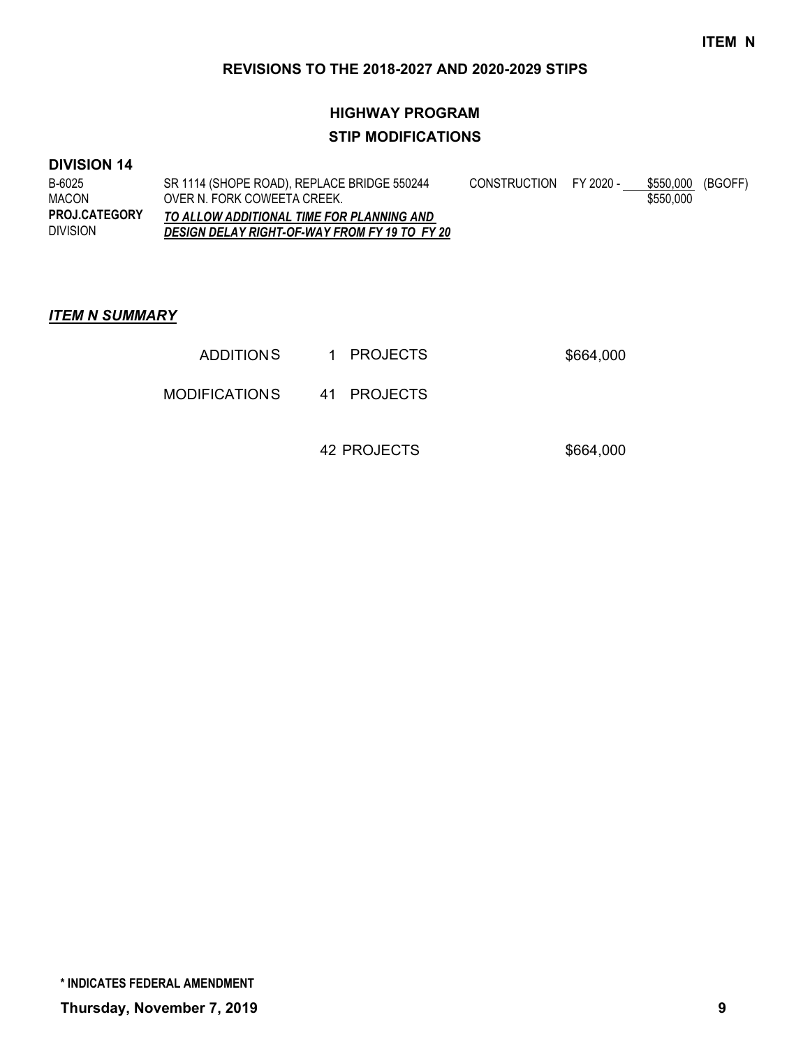**ITEM N**

## REVISIONS TO THE 2018-2027 AND 2020-2029 STIPS

## HIGHWAY PROGRAM

### STIP MODIFICATIONS

### DIVISION 14

| | | | | | |
|---|---|---|---|---|---|
| B-6025<br>MACON<br>**PROJ.CATEGORY**<br>DIVISION | SR 1114 (SHOPE ROAD), REPLACE BRIDGE 550244 OVER N. FORK COWEETA CREEK.<br>***TO ALLOW ADDITIONAL TIME FOR PLANNING AND DESIGN DELAY RIGHT-OF-WAY FROM FY 19 TO FY 20*** | CONSTRUCTION | FY 2020 - | $550,000<br>$550,000 | (BGOFF) |

### ***ITEM N SUMMARY***

| | | |
|---|---|---|
| ADDITIONS | 1 PROJECTS | $664,000 |
| MODIFICATIONS | 41 PROJECTS | |
| | 42 PROJECTS | $664,000 |

**\* INDICATES FEDERAL AMENDMENT**

**Thursday, November 7, 2019**